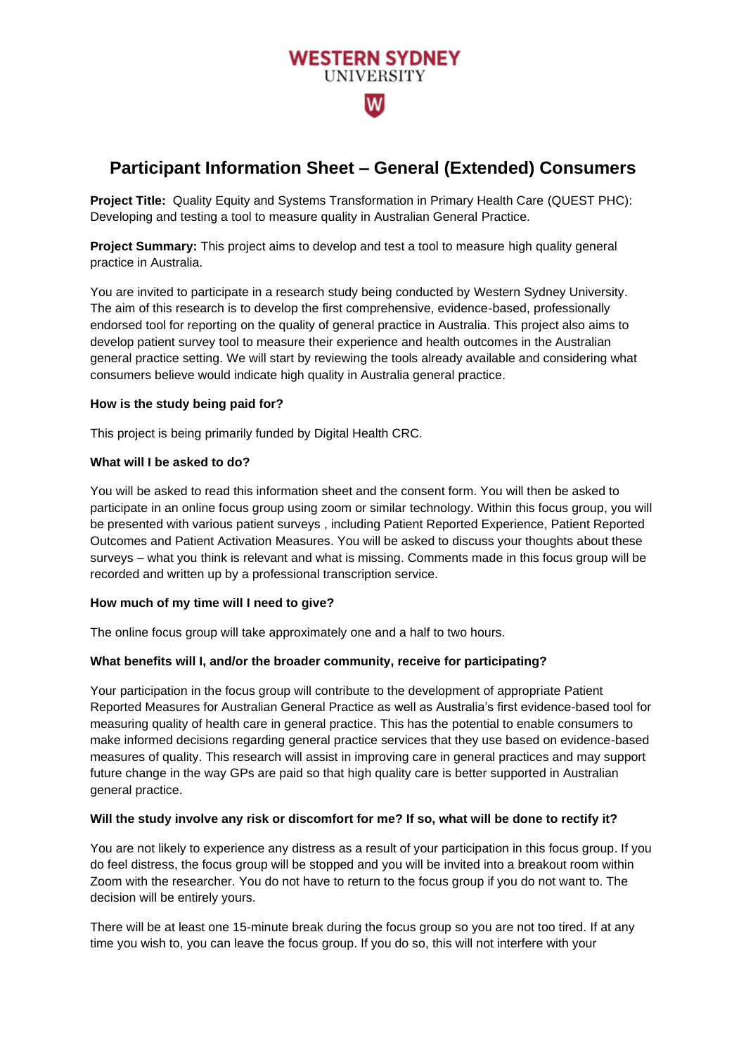WESTERN SYDNEY
UNIVERSITY

# Participant Information Sheet – General (Extended) Consumers

**Project Title:** Quality Equity and Systems Transformation in Primary Health Care (QUEST PHC): Developing and testing a tool to measure quality in Australian General Practice.

**Project Summary:** This project aims to develop and test a tool to measure high quality general practice in Australia.

You are invited to participate in a research study being conducted by Western Sydney University. The aim of this research is to develop the first comprehensive, evidence-based, professionally endorsed tool for reporting on the quality of general practice in Australia. This project also aims to develop patient survey tool to measure their experience and health outcomes in the Australian general practice setting. We will start by reviewing the tools already available and considering what consumers believe would indicate high quality in Australia general practice.

**How is the study being paid for?**

This project is being primarily funded by Digital Health CRC.

**What will I be asked to do?**

You will be asked to read this information sheet and the consent form. You will then be asked to participate in an online focus group using zoom or similar technology. Within this focus group, you will be presented with various patient surveys , including Patient Reported Experience, Patient Reported Outcomes and Patient Activation Measures. You will be asked to discuss your thoughts about these surveys – what you think is relevant and what is missing. Comments made in this focus group will be recorded and written up by a professional transcription service.

**How much of my time will I need to give?**

The online focus group will take approximately one and a half to two hours.

**What benefits will I, and/or the broader community, receive for participating?**

Your participation in the focus group will contribute to the development of appropriate Patient Reported Measures for Australian General Practice as well as Australia's first evidence-based tool for measuring quality of health care in general practice. This has the potential to enable consumers to make informed decisions regarding general practice services that they use based on evidence-based measures of quality. This research will assist in improving care in general practices and may support future change in the way GPs are paid so that high quality care is better supported in Australian general practice.

**Will the study involve any risk or discomfort for me? If so, what will be done to rectify it?**

You are not likely to experience any distress as a result of your participation in this focus group. If you do feel distress, the focus group will be stopped and you will be invited into a breakout room within Zoom with the researcher. You do not have to return to the focus group if you do not want to. The decision will be entirely yours.

There will be at least one 15-minute break during the focus group so you are not too tired. If at any time you wish to, you can leave the focus group. If you do so, this will not interfere with your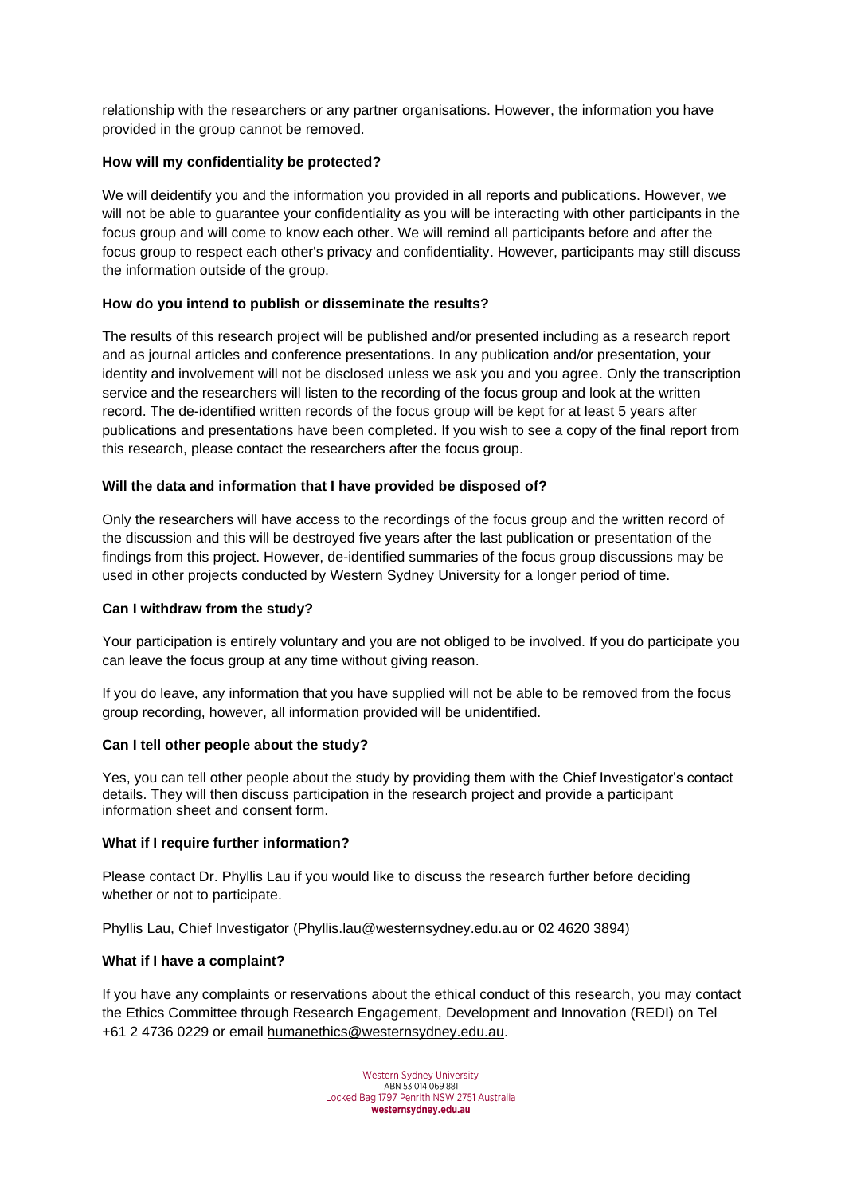relationship with the researchers or any partner organisations. However, the information you have provided in the group cannot be removed.

**How will my confidentiality be protected?**

We will deidentify you and the information you provided in all reports and publications. However, we will not be able to guarantee your confidentiality as you will be interacting with other participants in the focus group and will come to know each other. We will remind all participants before and after the focus group to respect each other's privacy and confidentiality. However, participants may still discuss the information outside of the group.

**How do you intend to publish or disseminate the results?**

The results of this research project will be published and/or presented including as a research report and as journal articles and conference presentations. In any publication and/or presentation, your identity and involvement will not be disclosed unless we ask you and you agree. Only the transcription service and the researchers will listen to the recording of the focus group and look at the written record. The de-identified written records of the focus group will be kept for at least 5 years after publications and presentations have been completed. If you wish to see a copy of the final report from this research, please contact the researchers after the focus group.

**Will the data and information that I have provided be disposed of?**

Only the researchers will have access to the recordings of the focus group and the written record of the discussion and this will be destroyed five years after the last publication or presentation of the findings from this project. However, de-identified summaries of the focus group discussions may be used in other projects conducted by Western Sydney University for a longer period of time.

**Can I withdraw from the study?**

Your participation is entirely voluntary and you are not obliged to be involved. If you do participate you can leave the focus group at any time without giving reason.

If you do leave, any information that you have supplied will not be able to be removed from the focus group recording, however, all information provided will be unidentified.

**Can I tell other people about the study?**

Yes, you can tell other people about the study by providing them with the Chief Investigator's contact details. They will then discuss participation in the research project and provide a participant information sheet and consent form.

**What if I require further information?**

Please contact Dr. Phyllis Lau if you would like to discuss the research further before deciding whether or not to participate.

Phyllis Lau, Chief Investigator (Phyllis.lau@westernsydney.edu.au or 02 4620 3894)

**What if I have a complaint?**

If you have any complaints or reservations about the ethical conduct of this research, you may contact the Ethics Committee through Research Engagement, Development and Innovation (REDI) on Tel +61 2 4736 0229 or email humanethics@westernsydney.edu.au.

Western Sydney University
ABN 53 014 069 881
Locked Bag 1797 Penrith NSW 2751 Australia
**westernsydney.edu.au**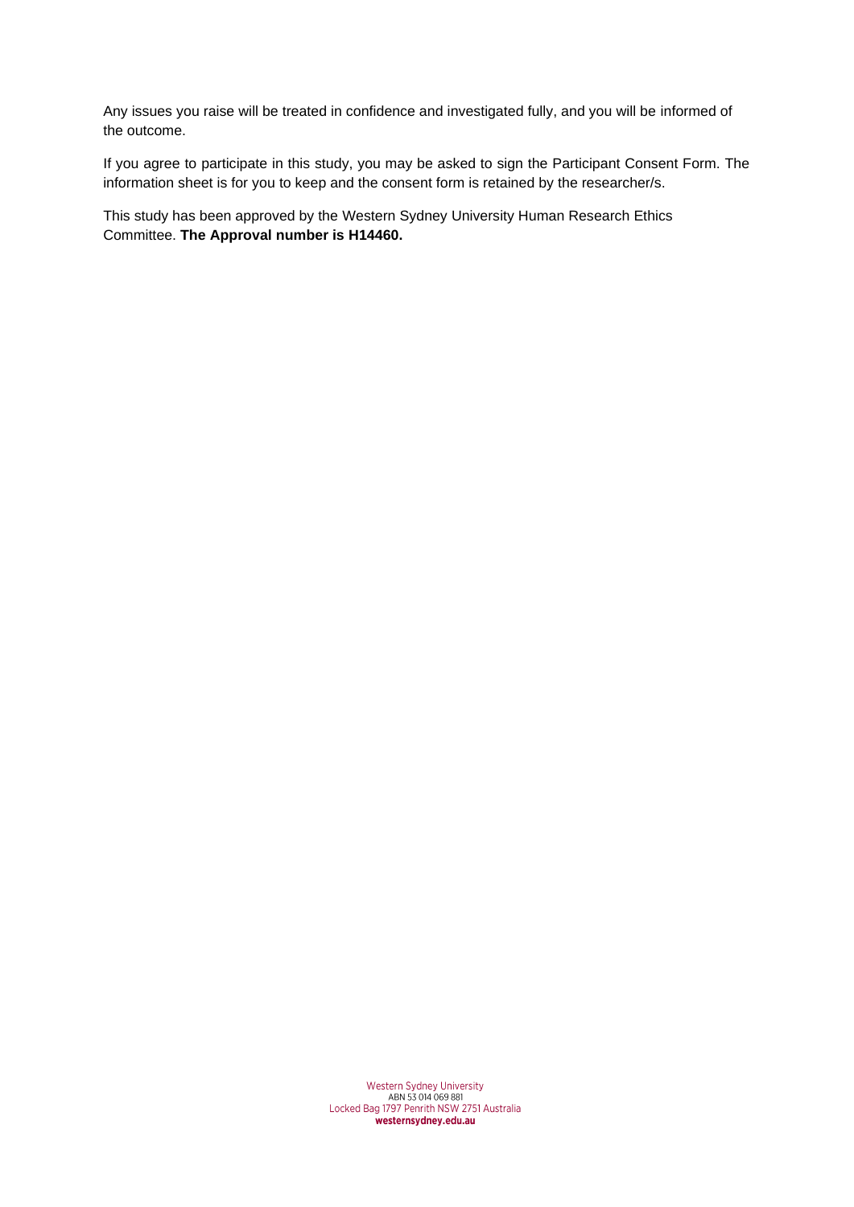Any issues you raise will be treated in confidence and investigated fully, and you will be informed of the outcome.

If you agree to participate in this study, you may be asked to sign the Participant Consent Form. The information sheet is for you to keep and the consent form is retained by the researcher/s.

This study has been approved by the Western Sydney University Human Research Ethics Committee. **The Approval number is H14460.**